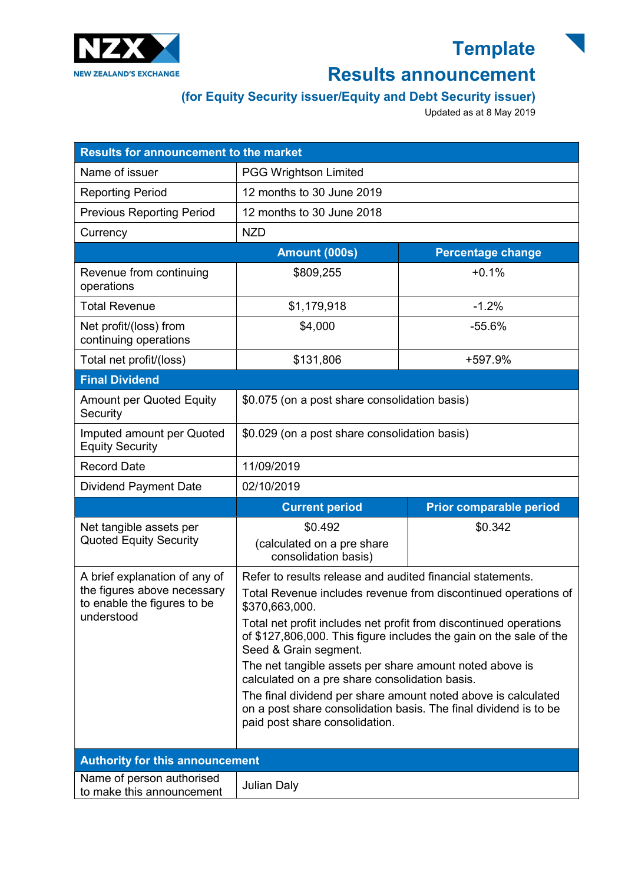NZX
NEW ZEALAND'S EXCHANGE

# Template
# Results announcement

### (for Equity Security issuer/Equity and Debt Security issuer)

Updated as at 8 May 2019

| Results for announcement to the market | | |
|---|---|---|
| Name of issuer | PGG Wrightson Limited | |
| Reporting Period | 12 months to 30 June 2019 | |
| Previous Reporting Period | 12 months to 30 June 2018 | |
| Currency | NZD | |
| | **Amount (000s)** | **Percentage change** |
| Revenue from continuing operations | $809,255 | +0.1% |
| Total Revenue | $1,179,918 | -1.2% |
| Net profit/(loss) from continuing operations | $4,000 | -55.6% |
| Total net profit/(loss) | $131,806 | +597.9% |
| **Final Dividend** | | |
| Amount per Quoted Equity Security | $0.075 (on a post share consolidation basis) | |
| Imputed amount per Quoted Equity Security | $0.029 (on a post share consolidation basis) | |
| Record Date | 11/09/2019 | |
| Dividend Payment Date | 02/10/2019 | |
| | **Current period** | **Prior comparable period** |
| Net tangible assets per Quoted Equity Security | $0.492 (calculated on a pre share consolidation basis) | $0.342 |
| A brief explanation of any of the figures above necessary to enable the figures to be understood | Refer to results release and audited financial statements. Total Revenue includes revenue from discontinued operations of $370,663,000. Total net profit includes net profit from discontinued operations of $127,806,000. This figure includes the gain on the sale of the Seed & Grain segment. The net tangible assets per share amount noted above is calculated on a pre share consolidation basis. The final dividend per share amount noted above is calculated on a post share consolidation basis. The final dividend is to be paid post share consolidation. | |
| **Authority for this announcement** | | |
| Name of person authorised to make this announcement | Julian Daly | |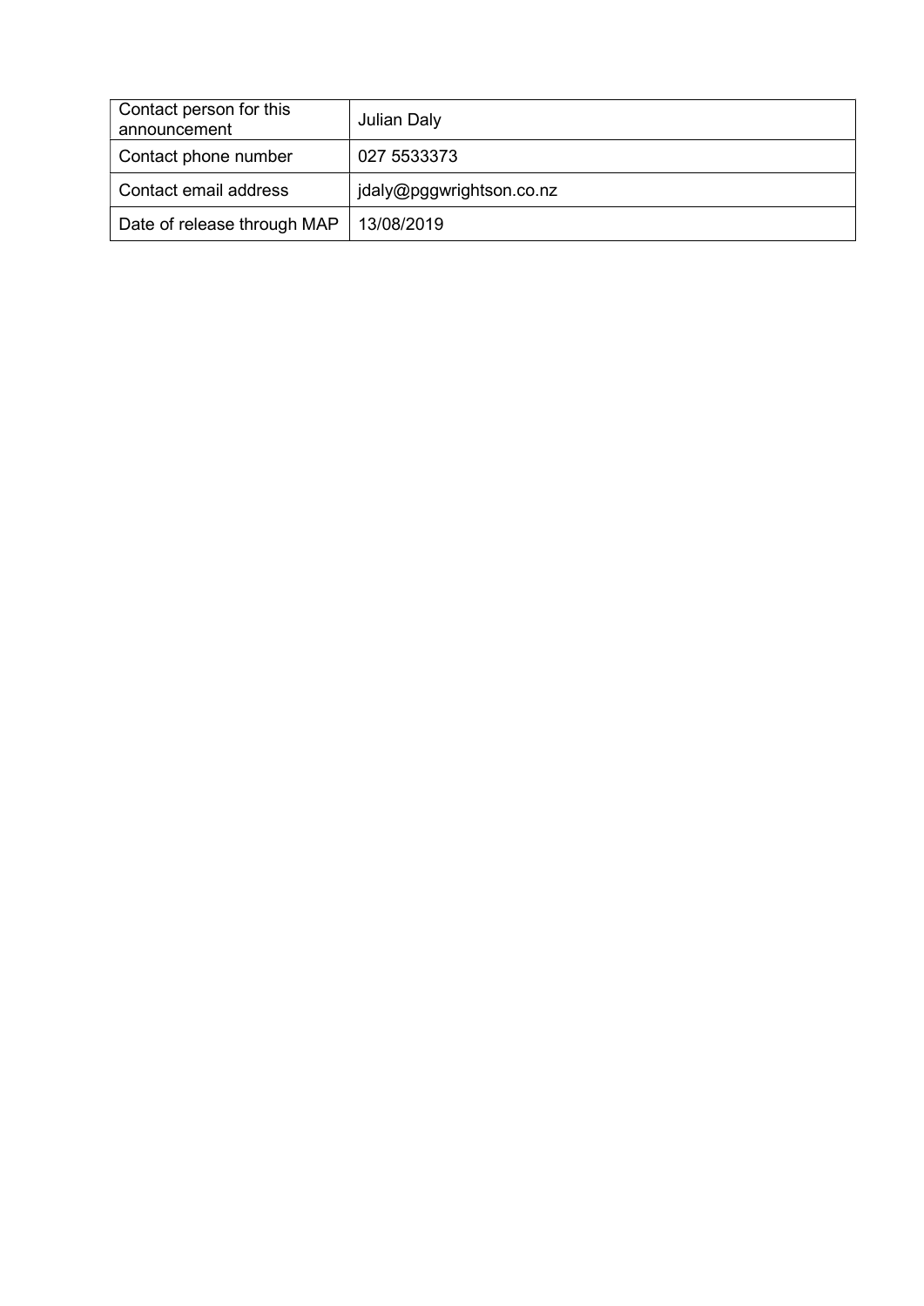| | |
|---|---|
| Contact person for this announcement | Julian Daly |
| Contact phone number | 027 5533373 |
| Contact email address | jdaly@pggwrightson.co.nz |
| Date of release through MAP | 13/08/2019 |